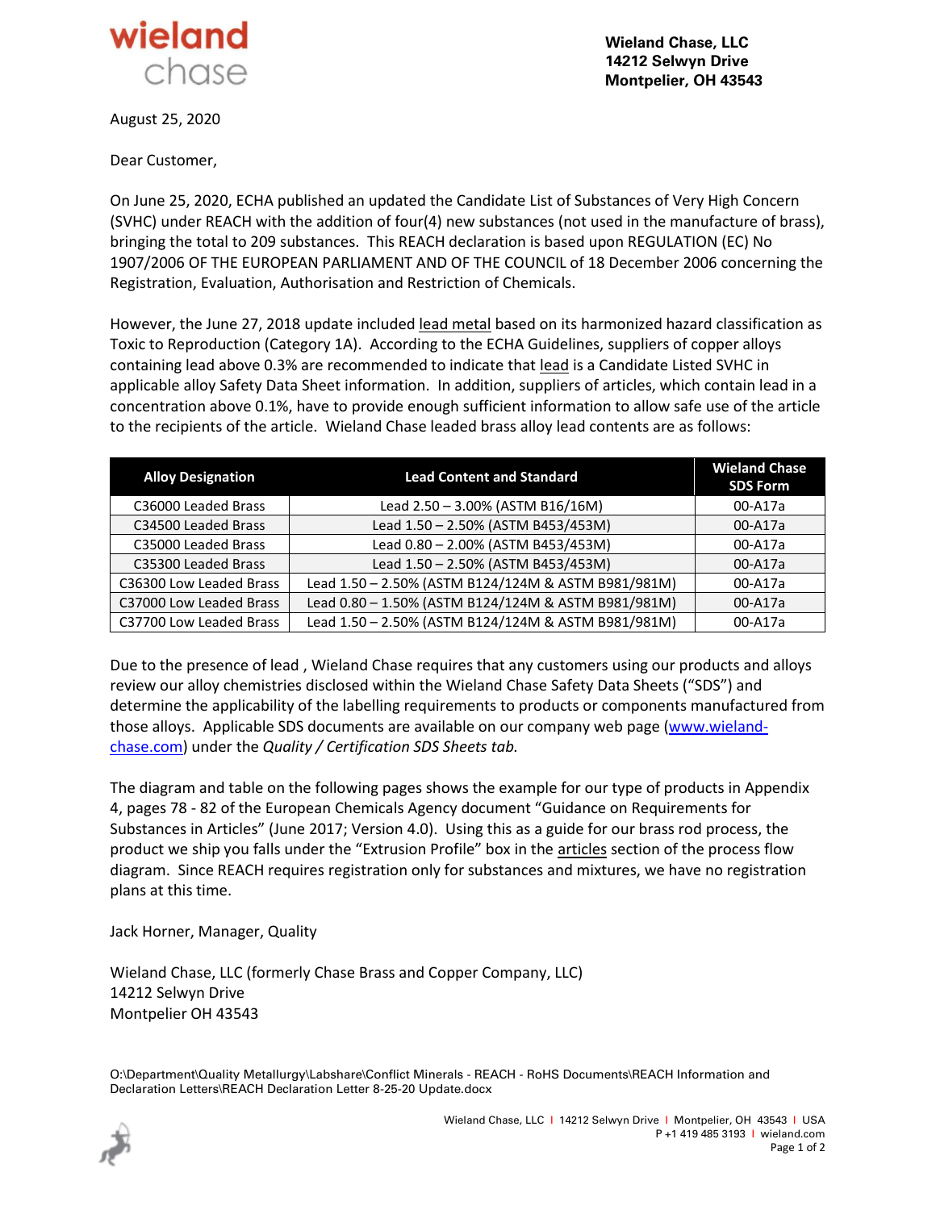**wieland chase**

**Wieland Chase, LLC**
**14212 Selwyn Drive**
**Montpelier, OH 43543**

August 25, 2020

Dear Customer,

On June 25, 2020, ECHA published an updated the Candidate List of Substances of Very High Concern (SVHC) under REACH with the addition of four(4) new substances (not used in the manufacture of brass), bringing the total to 209 substances. This REACH declaration is based upon REGULATION (EC) No 1907/2006 OF THE EUROPEAN PARLIAMENT AND OF THE COUNCIL of 18 December 2006 concerning the Registration, Evaluation, Authorisation and Restriction of Chemicals.

However, the June 27, 2018 update included lead metal based on its harmonized hazard classification as Toxic to Reproduction (Category 1A). According to the ECHA Guidelines, suppliers of copper alloys containing lead above 0.3% are recommended to indicate that lead is a Candidate Listed SVHC in applicable alloy Safety Data Sheet information. In addition, suppliers of articles, which contain lead in a concentration above 0.1%, have to provide enough sufficient information to allow safe use of the article to the recipients of the article. Wieland Chase leaded brass alloy lead contents are as follows:

| Alloy Designation | Lead Content and Standard | Wieland Chase SDS Form |
|---|---|---|
| C36000 Leaded Brass | Lead 2.50 – 3.00% (ASTM B16/16M) | 00-A17a |
| C34500 Leaded Brass | Lead 1.50 – 2.50% (ASTM B453/453M) | 00-A17a |
| C35000 Leaded Brass | Lead 0.80 – 2.00% (ASTM B453/453M) | 00-A17a |
| C35300 Leaded Brass | Lead 1.50 – 2.50% (ASTM B453/453M) | 00-A17a |
| C36300 Low Leaded Brass | Lead 1.50 – 2.50% (ASTM B124/124M & ASTM B981/981M) | 00-A17a |
| C37000 Low Leaded Brass | Lead 0.80 – 1.50% (ASTM B124/124M & ASTM B981/981M) | 00-A17a |
| C37700 Low Leaded Brass | Lead 1.50 – 2.50% (ASTM B124/124M & ASTM B981/981M) | 00-A17a |

Due to the presence of lead , Wieland Chase requires that any customers using our products and alloys review our alloy chemistries disclosed within the Wieland Chase Safety Data Sheets ("SDS") and determine the applicability of the labelling requirements to products or components manufactured from those alloys. Applicable SDS documents are available on our company web page (www.wieland-chase.com) under the *Quality / Certification SDS Sheets tab.*

The diagram and table on the following pages shows the example for our type of products in Appendix 4, pages 78 - 82 of the European Chemicals Agency document "Guidance on Requirements for Substances in Articles" (June 2017; Version 4.0). Using this as a guide for our brass rod process, the product we ship you falls under the "Extrusion Profile" box in the articles section of the process flow diagram. Since REACH requires registration only for substances and mixtures, we have no registration plans at this time.

Jack Horner, Manager, Quality

Wieland Chase, LLC (formerly Chase Brass and Copper Company, LLC)
14212 Selwyn Drive
Montpelier OH 43543

O:\Department\Quality Metallurgy\Labshare\Conflict Minerals - REACH - RoHS Documents\REACH Information and Declaration Letters\REACH Declaration Letter 8-25-20 Update.docx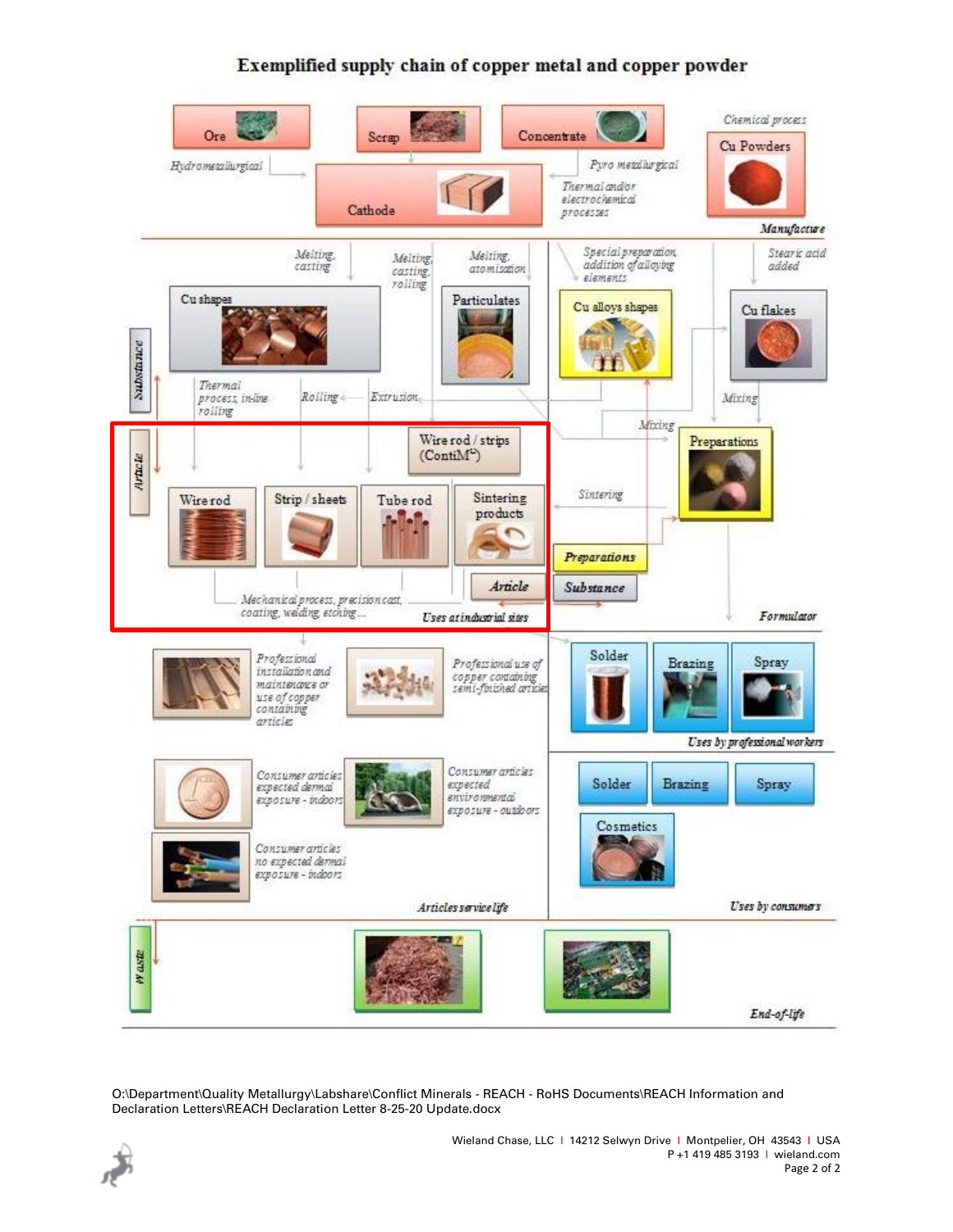# Exemplified supply chain of copper metal and copper powder

Ore
Scrap
Concentrate
Chemical process
Cu Powders
Hydrometallurgical
Cathode
Pyro metallurgical
Thermal and/or electrochemical processes
Manufacture

Melting, casting
Melting, casting, rolling
Melting, atomisation
Special preparation, addition of alloying elements
Stearic acid added
Cu shapes
Particulates
Cu alloys shapes
Cu flakes
Substance
Thermal process, in-line rolling
Rolling
Extrusion
Mixing
Mixing
Article
Wire rod / strips (ContiM®)
Preparations
Wire rod
Strip / sheets
Tube rod
Sintering products
Sintering
Preparations
Article
Substance
Mechanical process, precision cast, coating, welding, etching...
Uses at industrial sites
Formulator

Professional installation and maintenance or use of copper containing articles
Professional use of copper containing semi-finished articles
Solder
Brazing
Spray
Uses by professional workers

Consumer articles expected dermal exposure - indoors
Consumer articles expected environmental exposure - outdoors
Solder
Brazing
Spray
Cosmetics
Consumer articles no expected dermal exposure - indoors
Articles service life
Uses by consumers

Waste
End-of-life

O:\Department\Quality Metallurgy\Labshare\Conflict Minerals - REACH - RoHS Documents\REACH Information and Declaration Letters\REACH Declaration Letter 8-25-20 Update.docx

Wieland Chase, LLC | 14212 Selwyn Drive | Montpelier, OH 43543 | USA
P +1 419 485 3193 | wieland.com